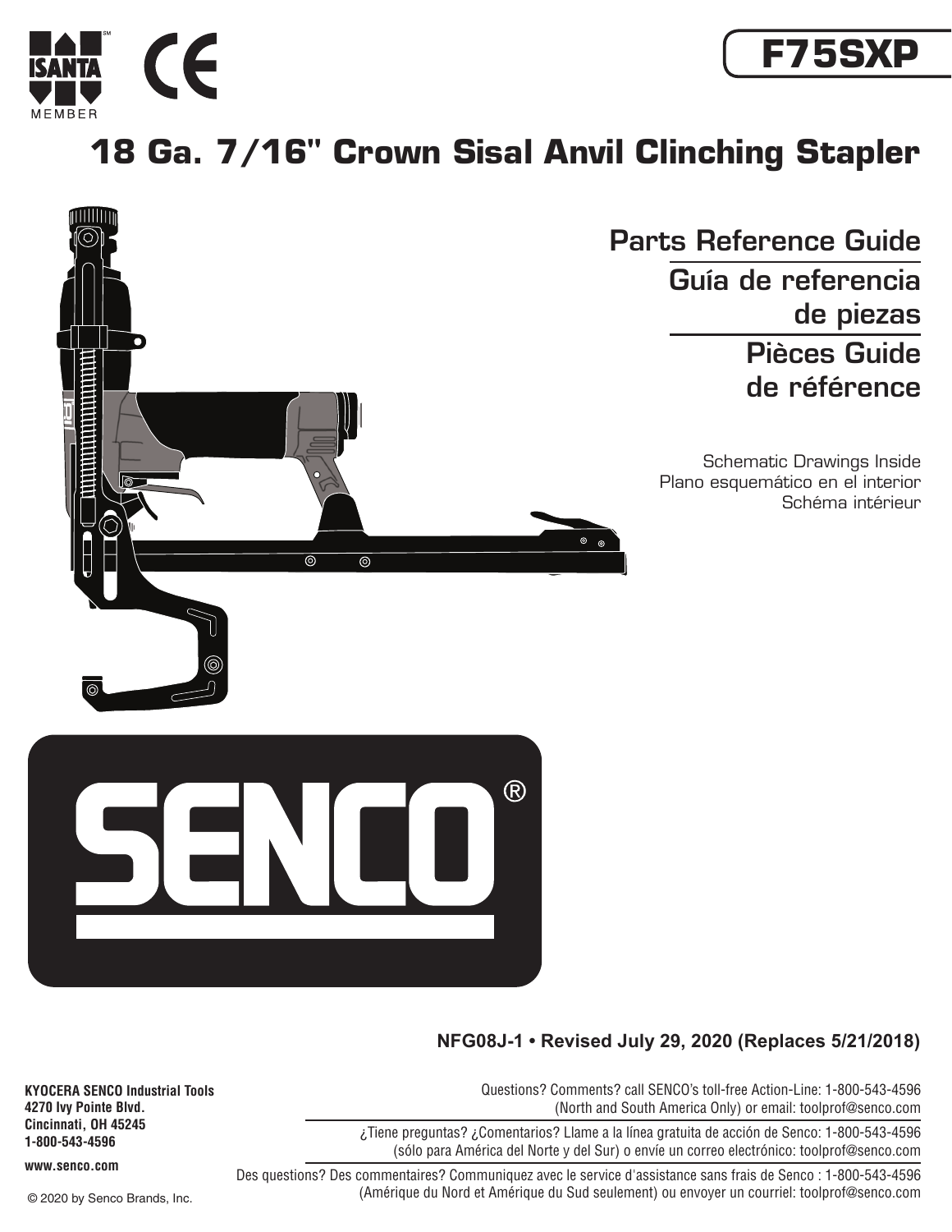ISANTA MEMBER

# F75SXP

## 18 Ga. 7/16" Crown Sisal Anvil Clinching Stapler

## Parts Reference Guide

## Guía de referencia de piezas

## Pièces Guide de référence

Schematic Drawings Inside
Plano esquemático en el interior
Schéma intérieur

SENCO®

**NFG08J-1 • Revised July 29, 2020 (Replaces 5/21/2018)**

**KYOCERA SENCO Industrial Tools**
**4270 Ivy Pointe Blvd.**
**Cincinnati, OH 45245**
**1-800-543-4596**

**www.senco.com**

© 2020 by Senco Brands, Inc.

Questions? Comments? call SENCO's toll-free Action-Line: 1-800-543-4596
(North and South America Only) or email: toolprof@senco.com

¿Tiene preguntas? ¿Comentarios? Llame a la línea gratuita de acción de Senco: 1-800-543-4596
(sólo para América del Norte y del Sur) o envíe un correo electrónico: toolprof@senco.com

Des questions? Des commentaires? Communiquez avec le service d'assistance sans frais de Senco : 1-800-543-4596
(Amérique du Nord et Amérique du Sud seulement) ou envoyer un courriel: toolprof@senco.com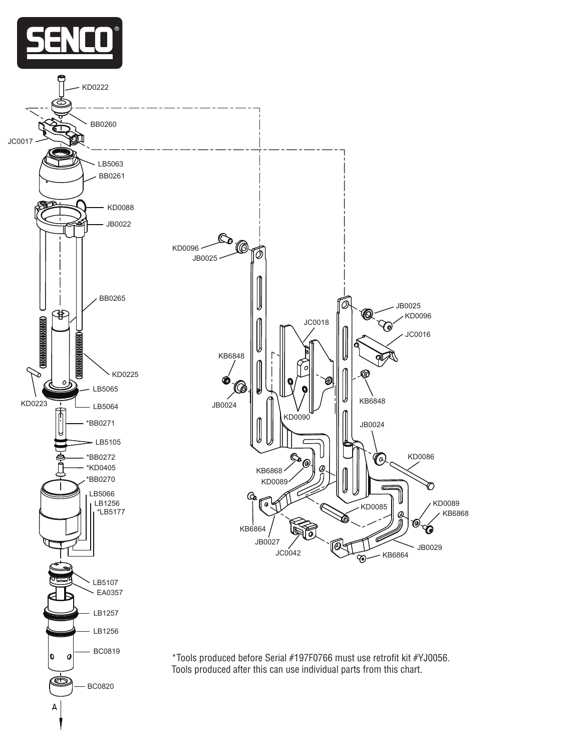*Tools produced before Serial #197F0766 must use retrofit kit #YJ0056.
Tools produced after this can use individual parts from this chart.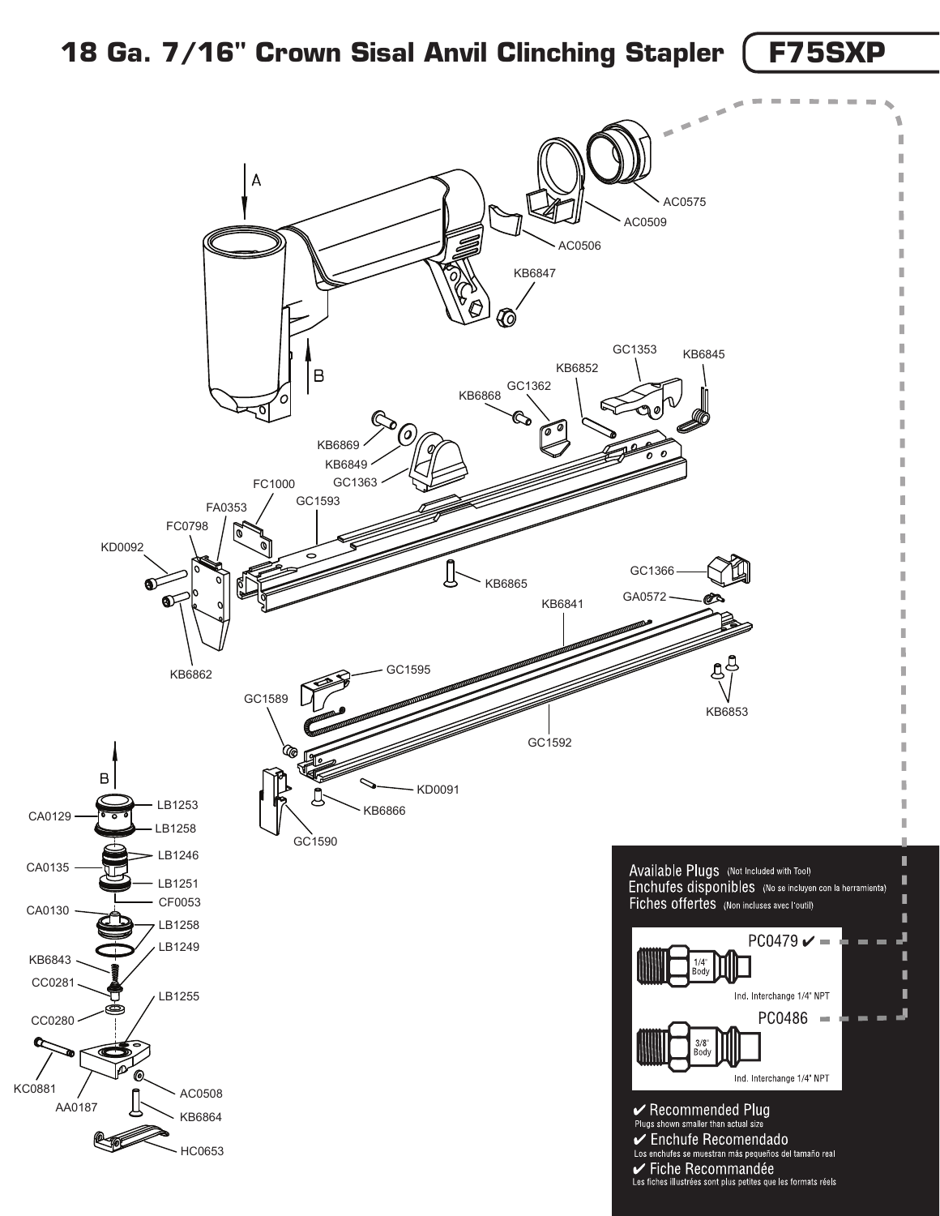# 18 Ga. 7/16" Crown Sisal Anvil Clinching Stapler F75SXP

A

B

AC0575

AC0509

AC0506

KB6847

GC1353

KB6845

KB6852

GC1362

KB6868

KB6869

KB6849

GC1363

FC1000

GC1593

FA0353

FC0798

KD0092

KB6862

KB6865

GC1366

GA0572

KB6841

GC1595

GC1589

KB6853

GC1592

B

KD0091

KB6866

GC1590

LB1253

CA0129

LB1258

LB1246

CA0135

LB1251

CF0053

CA0130

LB1258

LB1249

KB6843

CC0281

LB1255

CC0280

KC0881

AA0187

AC0508

KB6864

HC0653

Available Plugs (Not Included with Tool)
Enchufes disponibles (No se incluyen con la herramienta)
Fiches offertes (Non incluses avec l'outil)

PC0479 ✔

1/4" Body

Ind. Interchange 1/4" NPT

PC0486

3/8" Body

Ind. Interchange 1/4" NPT

✔ Recommended Plug
Plugs shown smaller than actual size

✔ Enchufe Recomendado
Los enchufes se muestran más pequeños del tamaño real

✔ Fiche Recommandée
Les fiches illustrées sont plus petites que les formats réels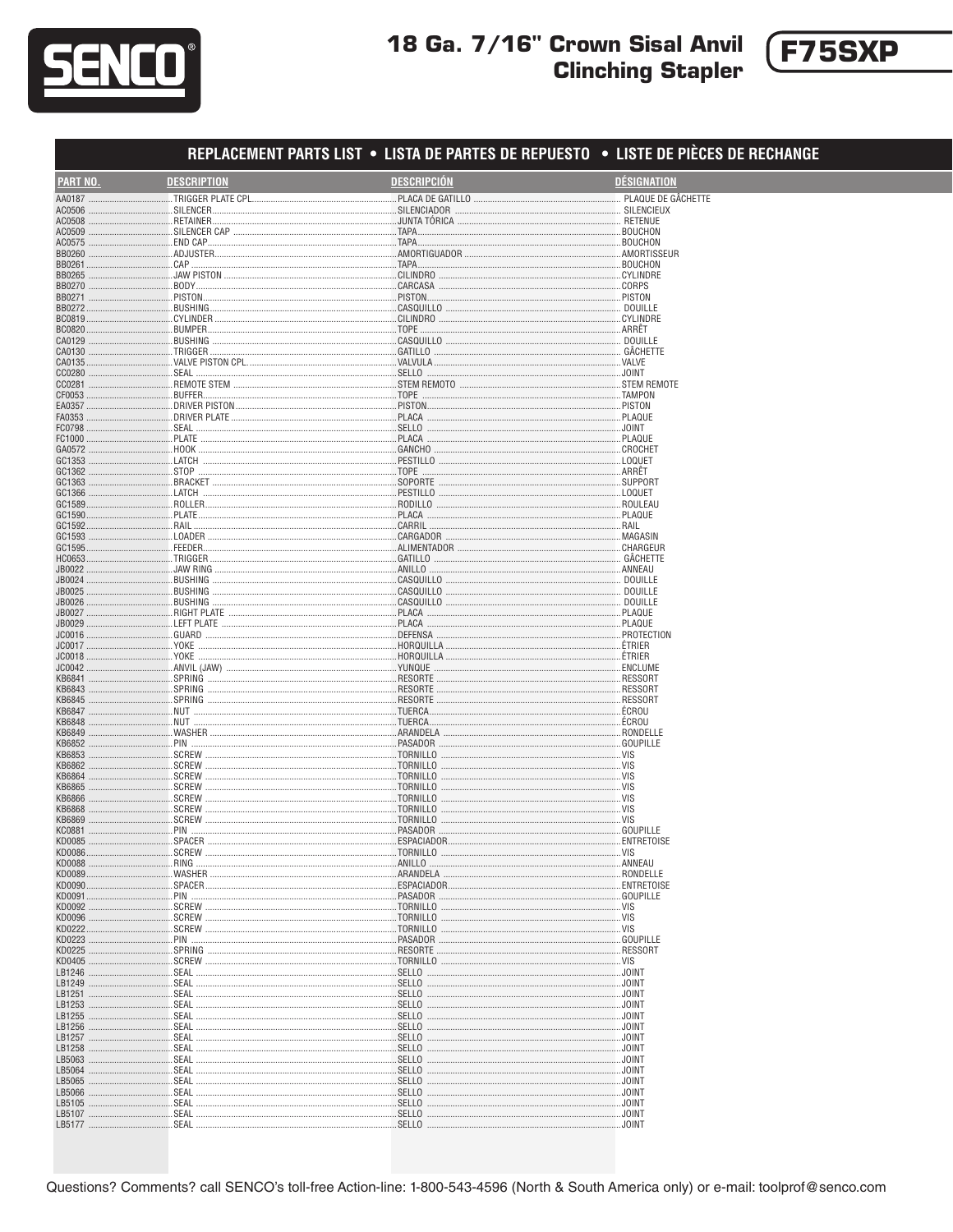# 18 Ga. 7/16" Crown Sisal Anvil Clinching Stapler

## F75SXP

## REPLACEMENT PARTS LIST • LISTA DE PARTES DE REPUESTO • LISTE DE PIÈCES DE RECHANGE

| PART NO. | DESCRIPTION | DESCRIPCIÓN | DÉSIGNATION |
|---|---|---|---|
| AA0187 | TRIGGER PLATE CPL. | PLACA DE GATILLO | PLAQUE DE GÂCHETTE |
| AC0506 | SILENCER | SILENCIADOR | SILENCIEUX |
| AC0508 | RETAINER | JUNTA TÓRICA | RETENUE |
| AC0509 | SILENCER CAP | TAPA | BOUCHON |
| AC0575 | END CAP | TAPA | BOUCHON |
| BB0260 | ADJUSTER | AMORTIGUADOR | AMORTISSEUR |
| BB0261 | CAP | TAPA | BOUCHON |
| BB0265 | JAW PISTON | CILINDRO | CYLINDRE |
| BB0270 | BODY | CARCASA | CORPS |
| BB0271 | PISTON | PISTON | PISTON |
| BB0272 | BUSHING | CASQUILLO | DOUILLE |
| BC0819 | CYLINDER | CILINDRO | CYLINDRE |
| BC0820 | BUMPER | TOPE | ARRÊT |
| CA0129 | BUSHING | CASQUILLO | DOUILLE |
| CA0130 | TRIGGER | GATILLO | GÂCHETTE |
| CA0135 | VALVE PISTON CPL. | VALVULA | VALVE |
| CC0280 | SEAL | SELLO | JOINT |
| CC0281 | REMOTE STEM | STEM REMOTO | STEM REMOTE |
| CF0053 | BUFFER | TOPE | TAMPON |
| EA0357 | DRIVER PISTON | PISTON | PISTON |
| FA0353 | DRIVER PLATE | PLACA | PLAQUE |
| FC0798 | SEAL | SELLO | JOINT |
| FC1000 | PLATE | PLACA | PLAQUE |
| GA0572 | HOOK | GANCHO | CROCHET |
| GC1353 | LATCH | PESTILLO | LOQUET |
| GC1362 | STOP | TOPE | ARRÊT |
| GC1363 | BRACKET | SOPORTE | SUPPORT |
| GC1366 | LATCH | PESTILLO | LOQUET |
| GC1589 | ROLLER | RODILLO | ROULEAU |
| GC1590 | PLATE | PLACA | PLAQUE |
| GC1592 | RAIL | CARRIL | RAIL |
| GC1593 | LOADER | CARGADOR | MAGASIN |
| GC1595 | FEEDER | ALIMENTADOR | CHARGEUR |
| HC0653 | TRIGGER | GATILLO | GÂCHETTE |
| JB0022 | JAW RING | ANILLO | ANNEAU |
| JB0024 | BUSHING | CASQUILLO | DOUILLE |
| JB0025 | BUSHING | CASQUILLO | DOUILLE |
| JB0026 | BUSHING | CASQUILLO | DOUILLE |
| JB0027 | RIGHT PLATE | PLACA | PLAQUE |
| JB0029 | LEFT PLATE | PLACA | PLAQUE |
| JC0016 | GUARD | DEFENSA | PROTECTION |
| JC0017 | YOKE | HORQUILLA | ÉTRIER |
| JC0018 | YOKE | HORQUILLA | ÉTRIER |
| JC0042 | ANVIL (JAW) | YUNQUE | ENCLUME |
| KB6841 | SPRING | RESORTE | RESSORT |
| KB6843 | SPRING | RESORTE | RESSORT |
| KB6845 | SPRING | RESORTE | RESSORT |
| KB6847 | NUT | TUERCA | ÉCROU |
| KB6848 | NUT | TUERCA | ÉCROU |
| KB6849 | WASHER | ARANDELA | RONDELLE |
| KB6852 | PIN | PASADOR | GOUPILLE |
| KB6853 | SCREW | TORNILLO | VIS |
| KB6862 | SCREW | TORNILLO | VIS |
| KB6864 | SCREW | TORNILLO | VIS |
| KB6865 | SCREW | TORNILLO | VIS |
| KB6866 | SCREW | TORNILLO | VIS |
| KB6868 | SCREW | TORNILLO | VIS |
| KB6869 | SCREW | TORNILLO | VIS |
| KC0881 | PIN | PASADOR | GOUPILLE |
| KD0085 | SPACER | ESPACIADOR | ENTRETOISE |
| KD0086 | SCREW | TORNILLO | VIS |
| KD0088 | RING | ANILLO | ANNEAU |
| KD0089 | WASHER | ARANDELA | RONDELLE |
| KD0090 | SPACER | ESPACIADOR | ENTRETOISE |
| KD0091 | PIN | PASADOR | GOUPILLE |
| KD0092 | SCREW | TORNILLO | VIS |
| KD0096 | SCREW | TORNILLO | VIS |
| KD0222 | SCREW | TORNILLO | VIS |
| KD0223 | PIN | PASADOR | GOUPILLE |
| KD0225 | SPRING | RESORTE | RESSORT |
| KD0405 | SCREW | TORNILLO | VIS |
| LB1246 | SEAL | SELLO | JOINT |
| LB1249 | SEAL | SELLO | JOINT |
| LB1251 | SEAL | SELLO | JOINT |
| LB1253 | SEAL | SELLO | JOINT |
| LB1255 | SEAL | SELLO | JOINT |
| LB1256 | SEAL | SELLO | JOINT |
| LB1257 | SEAL | SELLO | JOINT |
| LB1258 | SEAL | SELLO | JOINT |
| LB5063 | SEAL | SELLO | JOINT |
| LB5064 | SEAL | SELLO | JOINT |
| LB5065 | SEAL | SELLO | JOINT |
| LB5066 | SEAL | SELLO | JOINT |
| LB5105 | SEAL | SELLO | JOINT |
| LB5107 | SEAL | SELLO | JOINT |
| LB5177 | SEAL | SELLO | JOINT |

Questions? Comments? call SENCO's toll-free Action-line: 1-800-543-4596 (North & South America only) or e-mail: toolprof@senco.com